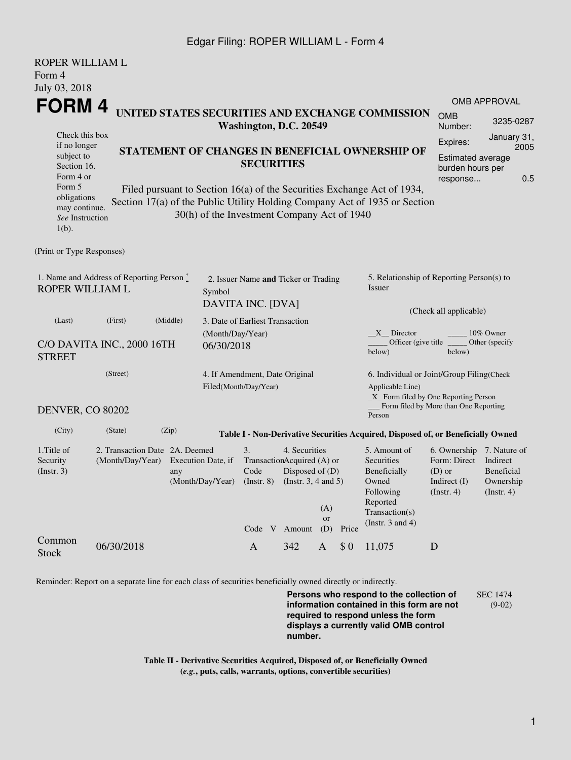Edgar Filing: ROPER WILLIAM L - Form 4

ROPER WILLIAM L
Form 4
July 03, 2018

# FORM 4

Check this box if no longer subject to Section 16. Form 4 or Form 5 obligations may continue. *See* Instruction 1(b).

## UNITED STATES SECURITIES AND EXCHANGE COMMISSION
**Washington, D.C. 20549**

## STATEMENT OF CHANGES IN BENEFICIAL OWNERSHIP OF SECURITIES

Filed pursuant to Section 16(a) of the Securities Exchange Act of 1934, Section 17(a) of the Public Utility Holding Company Act of 1935 or Section 30(h) of the Investment Company Act of 1940

| OMB APPROVAL | |
|---|---|
| OMB Number: | 3235-0287 |
| Expires: | January 31, 2005 |
| Estimated average burden hours per response... | 0.5 |

(Print or Type Responses)

1. Name and Address of Reporting Person *
ROPER WILLIAM L

(Last) (First) (Middle)

C/O DAVITA INC., 2000 16TH STREET

(Street)

DENVER, CO 80202

(City) (State) (Zip)

2. Issuer Name **and** Ticker or Trading Symbol
DAVITA INC. [DVA]

3. Date of Earliest Transaction (Month/Day/Year)
06/30/2018

4. If Amendment, Date Original Filed(Month/Day/Year)

5. Relationship of Reporting Person(s) to Issuer

(Check all applicable)

\_\_X\_\_ Director \_\_\_\_\_ 10% Owner
\_\_\_\_\_ Officer (give title below) \_\_\_\_\_ Other (specify below)

6. Individual or Joint/Group Filing(Check Applicable Line)
\_X\_ Form filed by One Reporting Person
\_\_\_ Form filed by More than One Reporting Person

**Table I - Non-Derivative Securities Acquired, Disposed of, or Beneficially Owned**

| 1.Title of Security (Instr. 3) | 2. Transaction Date (Month/Day/Year) | 2A. Deemed Execution Date, if any (Month/Day/Year) | 3. Transaction Code (Instr. 8) | | 4. Securities Acquired (A) or Disposed of (D) (Instr. 3, 4 and 5) | | | 5. Amount of Securities Beneficially Owned Following Reported Transaction(s) (Instr. 3 and 4) | 6. Ownership Form: Direct (D) or Indirect (I) (Instr. 4) | 7. Nature of Indirect Beneficial Ownership (Instr. 4) |
|---|---|---|---|---|---|---|---|---|---|---|
| | | | Code | V | Amount | (A) or (D) | Price | | | |
| Common Stock | 06/30/2018 | | A | | 342 | A | $ 0 | 11,075 | D | |

Reminder: Report on a separate line for each class of securities beneficially owned directly or indirectly.

**Persons who respond to the collection of information contained in this form are not required to respond unless the form displays a currently valid OMB control number.**

SEC 1474 (9-02)

**Table II - Derivative Securities Acquired, Disposed of, or Beneficially Owned**
**(*e.g.*, puts, calls, warrants, options, convertible securities)**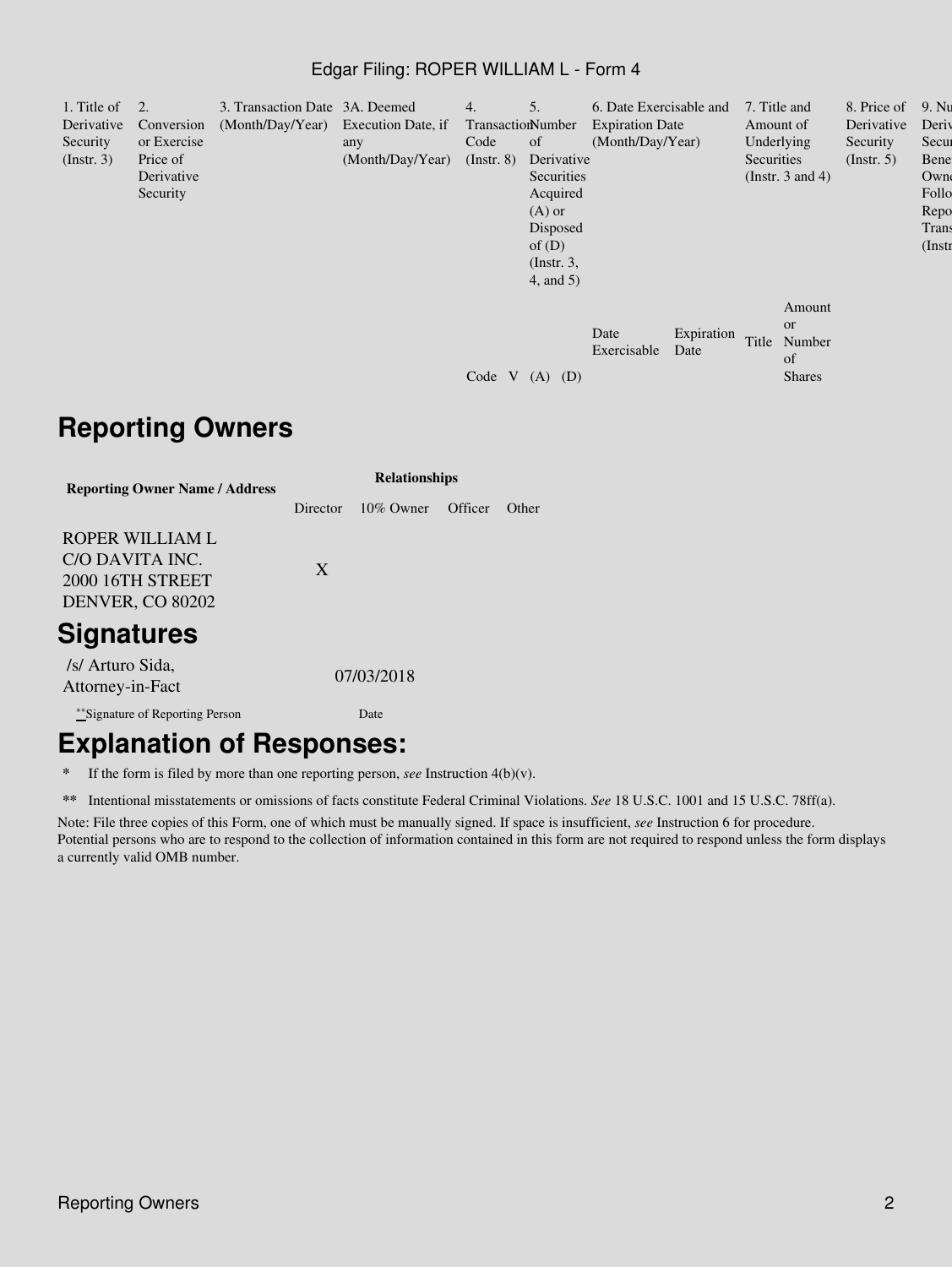| 1. Title of Derivative Security (Instr. 3) | 2. Conversion or Exercise Price of Derivative Security | 3. Transaction Date (Month/Day/Year) | 3A. Deemed Execution Date, if any (Month/Day/Year) | 4. Transaction Code (Instr. 8) | | 5. Number of Derivative Securities Acquired (A) or Disposed of (D) (Instr. 3, 4, and 5) | | 6. Date Exercisable and Expiration Date (Month/Day/Year) | | 7. Title and Amount of Underlying Securities (Instr. 3 and 4) | | 8. Price of Derivative Security (Instr. 5) | 9. Nu Deriv Secur Bene Owne Follo Repo Trans (Instr |
|---|---|---|---|---|---|---|---|---|---|---|---|---|---|
| | | | | Code | V | (A) | (D) | Date Exercisable | Expiration Date | Title | Amount or Number of Shares | | |

## Reporting Owners

| Reporting Owner Name / Address | Relationships | | | |
|---|---|---|---|---|
| | Director | 10% Owner | Officer | Other |
| ROPER WILLIAM L<br>C/O DAVITA INC.<br>2000 16TH STREET<br>DENVER, CO 80202 | X | | | |

## Signatures

| /s/ Arturo Sida, Attorney-in-Fact | 07/03/2018 |
|---|---|
| **Signature of Reporting Person | Date |

## Explanation of Responses:

\* If the form is filed by more than one reporting person, *see* Instruction 4(b)(v).

\*\* Intentional misstatements or omissions of facts constitute Federal Criminal Violations. *See* 18 U.S.C. 1001 and 15 U.S.C. 78ff(a).

Note: File three copies of this Form, one of which must be manually signed. If space is insufficient, *see* Instruction 6 for procedure.
Potential persons who are to respond to the collection of information contained in this form are not required to respond unless the form displays a currently valid OMB number.